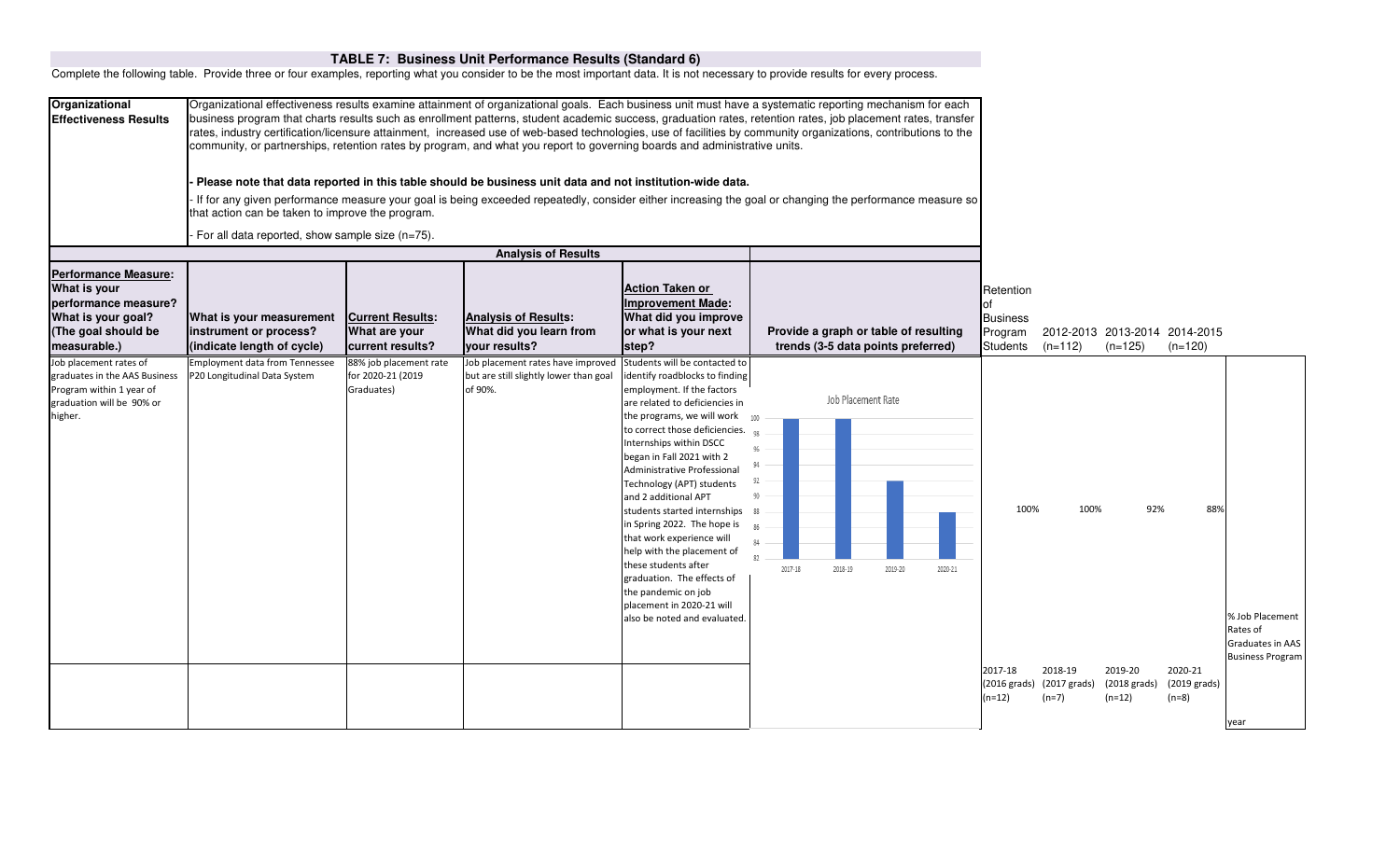## TABLE 7: Business Unit Performance Results (Standard 6)

Complete the following table. Provide three or four examples, reporting what you consider to be the most important data. It is not necessary to provide results for every process.

| **Organizational Effectiveness Results** | Organizational effectiveness results examine attainment of organizational goals. Each business unit must have a systematic reporting mechanism for each business program that charts results such as enrollment patterns, student academic success, graduation rates, retention rates, job placement rates, transfer rates, industry certification/licensure attainment, increased use of web-based technologies, use of facilities by community organizations, contributions to the community, or partnerships, retention rates by program, and what you report to governing boards and administrative units.<br><br>**- Please note that data reported in this table should be business unit data and not institution-wide data.**<br><br>- If for any given performance measure your goal is being exceeded repeatedly, consider either increasing the goal or changing the performance measure so that action can be taken to improve the program.<br><br>- For all data reported, show sample size (n=75). |
|---|---|

**Analysis of Results**

| **Performance Measure: What is your performance measure? What is your goal? (The goal should be measurable.)** | **What is your measurement instrument or process? (indicate length of cycle)** | **Current Results: What are your current results?** | **Analysis of Results: What did you learn from your results?** | **Action Taken or Improvement Made: What did you improve or what is your next step?** | **Provide a graph or table of resulting trends (3-5 data points preferred)** |
|---|---|---|---|---|---|
| Job placement rates of graduates in the AAS Business Program within 1 year of graduation will be 90% or higher. | Employment data from Tennessee P20 Longitudinal Data System | 88% job placement rate for 2020-21 (2019 Graduates) | Job placement rates have improved but are still slightly lower than goal of 90%. | Students will be contacted to identify roadblocks to finding employment. If the factors are related to deficiencies in the programs, we will work to correct those deficiencies. Internships within DSCC began in Fall 2021 with 2 Administrative Professional Technology (APT) students and 2 additional APT students started internships in Spring 2022. The hope is that work experience will help with the placement of these students after graduation. The effects of the pandemic on job placement in 2020-21 will also be noted and evaluated. | Job Placement Rate (bar chart: 2017-18, 2018-19, 2019-20, 2020-21) |
| | | | | | |

| Retention of Business Program Students | 2012-2013 (n=112) | 2013-2014 (n=125) | 2014-2015 (n=120) |
|---|---|---|---|

| % Job Placement Rates of Graduates in AAS Business Program | 2017-18 (2016 grads) (n=12) | 2018-19 (2017 grads) (n=7) | 2019-20 (2018 grads) (n=12) | 2020-21 (2019 grads) (n=8) |
|---|---|---|---|---|
| year | 100% | 100% | 92% | 88% |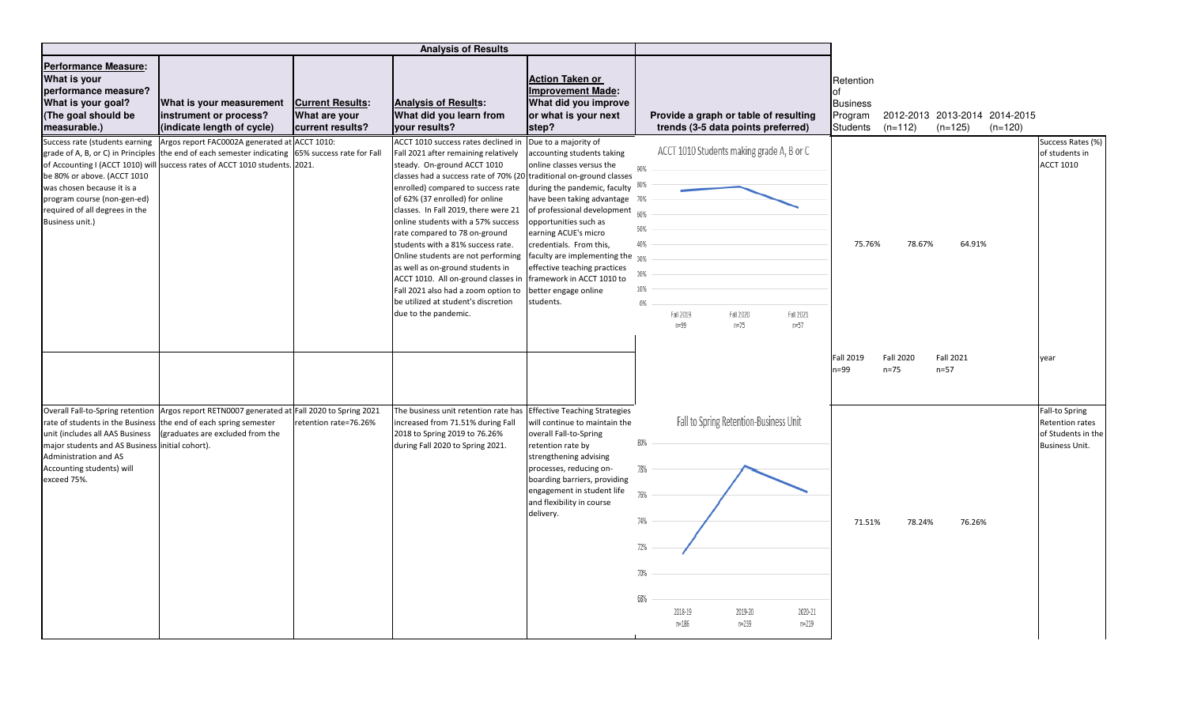| Analysis of Results | | | | | | | | | | |
|---|---|---|---|---|---|---|---|---|---|---|
| **Performance Measure: What is your performance measure? What is your goal? (The goal should be measurable.)** | **What is your measurement instrument or process? (indicate length of cycle)** | **Current Results: What are your current results?** | **Analysis of Results: What did you learn from your results?** | **Action Taken or Improvement Made: What did you improve or what is your next step?** | **Provide a graph or table of resulting trends (3-5 data points preferred)** | Retention of Business Program Students | 2012-2013 (n=112) | 2013-2014 (n=125) | 2014-2015 (n=120) | |
| Success rate (students earning grade of A, B, or C) in Principles of Accounting I (ACCT 1010) will be 80% or above. (ACCT 1010 was chosen because it is a program course (non-gen-ed) required of all degrees in the Business unit.) | Argos report FAC0002A generated at the end of each semester indicating success rates of ACCT 1010 students. | ACCT 1010: 65% success rate for Fall 2021. | ACCT 1010 success rates declined in Fall 2021 after remaining relatively steady. On-ground ACCT 1010 classes had a success rate of 70% (20 enrolled) compared to success rate of 62% (37 enrolled) for online classes. In Fall 2019, there were 21 online students with a 57% success rate compared to 78 on-ground students with a 81% success rate. Online students are not performing as well as on-ground students in ACCT 1010. All on-ground classes in Fall 2021 also had a zoom option to be utilized at student's discretion due to the pandemic. | Due to a majority of accounting students taking online classes versus the traditional on-ground classes during the pandemic, faculty have been taking advantage of professional development opportunities such as earning ACUE's micro credentials. From this, faculty are implementing the effective teaching practices framework in ACCT 1010 to better engage online students. | ACCT 1010 Students making grade A, B or C<br>90% 80% 70% 60% 50% 40% 30% 20% 10% 0%<br>Fall 2019 n=99 / Fall 2020 n=75 / Fall 2021 n=57 | 75.76% | 78.67% | 64.91% | | Success Rates (%) of students in ACCT 1010 |
| | | | | | | Fall 2019 n=99 | Fall 2020 n=75 | Fall 2021 n=57 | | year |
| Overall Fall-to-Spring retention rate of students in the Business unit (includes all AAS Business major students and AS Business Administration and AS Accounting students) will exceed 75%. | Argos report RETN0007 generated at the end of each spring semester (graduates are excluded from the initial cohort). | Fall 2020 to Spring 2021 retention rate=76.26% | The business unit retention rate has increased from 71.51% during Fall 2018 to Spring 2019 to 76.26% during Fall 2020 to Spring 2021. | Effective Teaching Strategies will continue to maintain the overall Fall-to-Spring retention rate by strengthening advising processes, reducing on-boarding barriers, providing engagement in student life and flexibility in course delivery. | Fall to Spring Retention-Business Unit<br>80% 78% 76% 74% 72% 70% 68%<br>2018-19 n=186 / 2019-20 n=239 / 2020-21 n=219 | 71.51% | 78.24% | 76.26% | | Fall-to Spring Retention rates of Students in the Business Unit. |